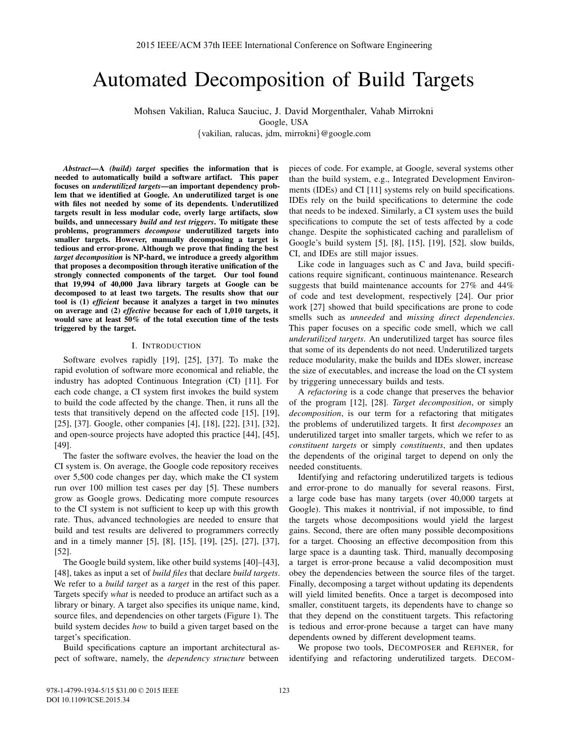# Automated Decomposition of Build Targets

Mohsen Vakilian, Raluca Sauciuc, J. David Morgenthaler, Vahab Mirrokni
Google, USA
{vakilian, ralucas, jdm, mirrokni}@google.com

***Abstract*—A *(build) target* specifies the information that is needed to automatically build a software artifact. This paper focuses on *underutilized targets*—an important dependency problem that we identified at Google. An underutilized target is one with files not needed by some of its dependents. Underutilized targets result in less modular code, overly large artifacts, slow builds, and unnecessary *build and test triggers*. To mitigate these problems, programmers *decompose* underutilized targets into smaller targets. However, manually decomposing a target is tedious and error-prone. Although we prove that finding the best *target decomposition* is NP-hard, we introduce a greedy algorithm that proposes a decomposition through iterative unification of the strongly connected components of the target. Our tool found that 19,994 of 40,000 Java library targets at Google can be decomposed to at least two targets. The results show that our tool is (1) *efficient* because it analyzes a target in two minutes on average and (2) *effective* because for each of 1,010 targets, it would save at least 50% of the total execution time of the tests triggered by the target.**

## I. Introduction

Software evolves rapidly [19], [25], [37]. To make the rapid evolution of software more economical and reliable, the industry has adopted Continuous Integration (CI) [11]. For each code change, a CI system first invokes the build system to build the code affected by the change. Then, it runs all the tests that transitively depend on the affected code [15], [19], [25], [37]. Google, other companies [4], [18], [22], [31], [32], and open-source projects have adopted this practice [44], [45], [49].

The faster the software evolves, the heavier the load on the CI system is. On average, the Google code repository receives over 5,500 code changes per day, which make the CI system run over 100 million test cases per day [5]. These numbers grow as Google grows. Dedicating more compute resources to the CI system is not sufficient to keep up with this growth rate. Thus, advanced technologies are needed to ensure that build and test results are delivered to programmers correctly and in a timely manner [5], [8], [15], [19], [25], [27], [37], [52].

The Google build system, like other build systems [40]–[43], [48], takes as input a set of *build files* that declare *build targets*. We refer to a *build target* as a *target* in the rest of this paper. Targets specify *what* is needed to produce an artifact such as a library or binary. A target also specifies its unique name, kind, source files, and dependencies on other targets (Figure 1). The build system decides *how* to build a given target based on the target's specification.

Build specifications capture an important architectural aspect of software, namely, the *dependency structure* between pieces of code. For example, at Google, several systems other than the build system, e.g., Integrated Development Environments (IDEs) and CI [11] systems rely on build specifications. IDEs rely on the build specifications to determine the code that needs to be indexed. Similarly, a CI system uses the build specifications to compute the set of tests affected by a code change. Despite the sophisticated caching and parallelism of Google's build system [5], [8], [15], [19], [52], slow builds, CI, and IDEs are still major issues.

Like code in languages such as C and Java, build specifications require significant, continuous maintenance. Research suggests that build maintenance accounts for 27% and 44% of code and test development, respectively [24]. Our prior work [27] showed that build specifications are prone to code smells such as *unneeded* and *missing direct dependencies*. This paper focuses on a specific code smell, which we call *underutilized targets*. An underutilized target has source files that some of its dependents do not need. Underutilized targets reduce modularity, make the builds and IDEs slower, increase the size of executables, and increase the load on the CI system by triggering unnecessary builds and tests.

A *refactoring* is a code change that preserves the behavior of the program [12], [28]. *Target decomposition*, or simply *decomposition*, is our term for a refactoring that mitigates the problems of underutilized targets. It first *decomposes* an underutilized target into smaller targets, which we refer to as *constituent targets* or simply *constituents*, and then updates the dependents of the original target to depend on only the needed constituents.

Identifying and refactoring underutilized targets is tedious and error-prone to do manually for several reasons. First, a large code base has many targets (over 40,000 targets at Google). This makes it nontrivial, if not impossible, to find the targets whose decompositions would yield the largest gains. Second, there are often many possible decompositions for a target. Choosing an effective decomposition from this large space is a daunting task. Third, manually decomposing a target is error-prone because a valid decomposition must obey the dependencies between the source files of the target. Finally, decomposing a target without updating its dependents will yield limited benefits. Once a target is decomposed into smaller, constituent targets, its dependents have to change so that they depend on the constituent targets. This refactoring is tedious and error-prone because a target can have many dependents owned by different development teams.

We propose two tools, Decomposer and Refiner, for identifying and refactoring underutilized targets. Decom-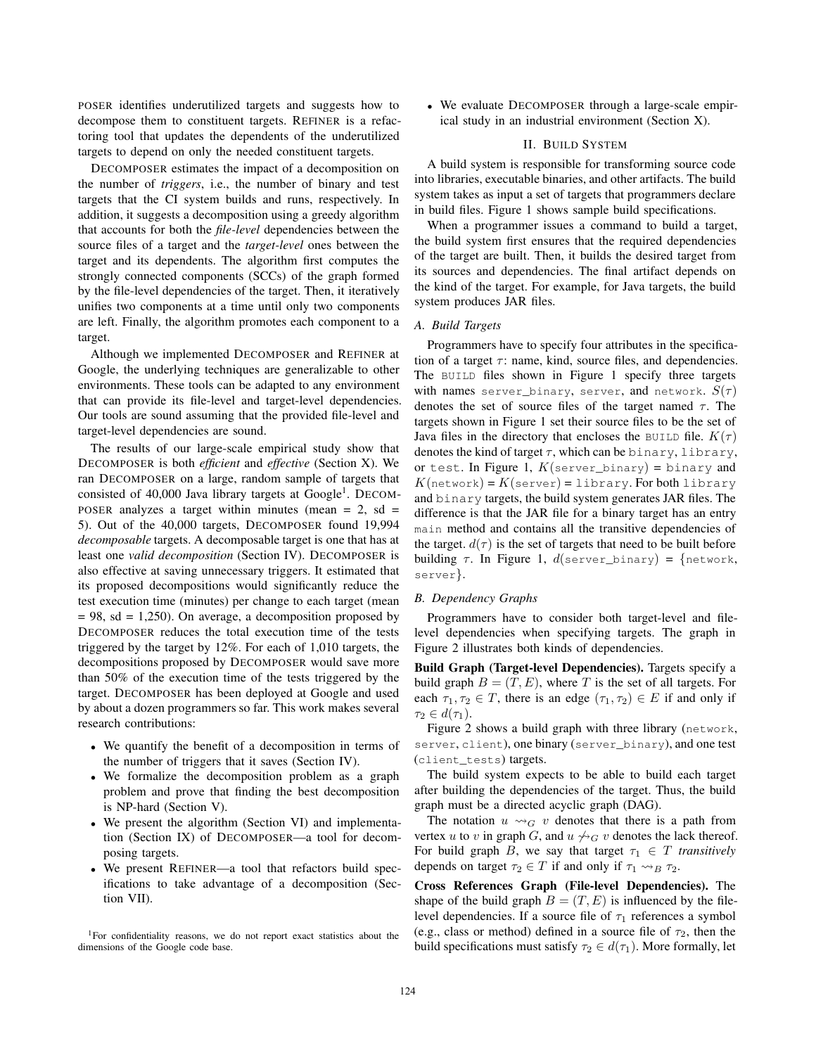POSER identifies underutilized targets and suggests how to decompose them to constituent targets. REFINER is a refactoring tool that updates the dependents of the underutilized targets to depend on only the needed constituent targets.

DECOMPOSER estimates the impact of a decomposition on the number of *triggers*, i.e., the number of binary and test targets that the CI system builds and runs, respectively. In addition, it suggests a decomposition using a greedy algorithm that accounts for both the *file-level* dependencies between the source files of a target and the *target-level* ones between the target and its dependents. The algorithm first computes the strongly connected components (SCCs) of the graph formed by the file-level dependencies of the target. Then, it iteratively unifies two components at a time until only two components are left. Finally, the algorithm promotes each component to a target.

Although we implemented DECOMPOSER and REFINER at Google, the underlying techniques are generalizable to other environments. These tools can be adapted to any environment that can provide its file-level and target-level dependencies. Our tools are sound assuming that the provided file-level and target-level dependencies are sound.

The results of our large-scale empirical study show that DECOMPOSER is both *efficient* and *effective* (Section X). We ran DECOMPOSER on a large, random sample of targets that consisted of 40,000 Java library targets at Google[1]. DECOMPOSER analyzes a target within minutes (mean = 2, sd = 5). Out of the 40,000 targets, DECOMPOSER found 19,994 *decomposable* targets. A decomposable target is one that has at least one *valid decomposition* (Section IV). DECOMPOSER is also effective at saving unnecessary triggers. It estimated that its proposed decompositions would significantly reduce the test execution time (minutes) per change to each target (mean = 98, sd = 1,250). On average, a decomposition proposed by DECOMPOSER reduces the total execution time of the tests triggered by the target by 12%. For each of 1,010 targets, the decompositions proposed by DECOMPOSER would save more than 50% of the execution time of the tests triggered by the target. DECOMPOSER has been deployed at Google and used by about a dozen programmers so far. This work makes several research contributions:

- We quantify the benefit of a decomposition in terms of the number of triggers that it saves (Section IV).
- We formalize the decomposition problem as a graph problem and prove that finding the best decomposition is NP-hard (Section V).
- We present the algorithm (Section VI) and implementation (Section IX) of DECOMPOSER—a tool for decomposing targets.
- We present REFINER—a tool that refactors build specifications to take advantage of a decomposition (Section VII).
- We evaluate DECOMPOSER through a large-scale empirical study in an industrial environment (Section X).

[1]For confidentiality reasons, we do not report exact statistics about the dimensions of the Google code base.

## II. BUILD SYSTEM

A build system is responsible for transforming source code into libraries, executable binaries, and other artifacts. The build system takes as input a set of targets that programmers declare in build files. Figure 1 shows sample build specifications.

When a programmer issues a command to build a target, the build system first ensures that the required dependencies of the target are built. Then, it builds the desired target from its sources and dependencies. The final artifact depends on the kind of the target. For example, for Java targets, the build system produces JAR files.

### A. Build Targets

Programmers have to specify four attributes in the specification of a target $\tau$: name, kind, source files, and dependencies. The `BUILD` files shown in Figure 1 specify three targets with names `server_binary`, `server`, and `network`. $S(\tau)$ denotes the set of source files of the target named $\tau$. The targets shown in Figure 1 set their source files to be the set of Java files in the directory that encloses the `BUILD` file. $K(\tau)$ denotes the kind of target $\tau$, which can be `binary`, `library`, or `test`. In Figure 1, $K($`server_binary`$)$ = `binary` and $K($`network`$) = K($`server`$)$ = `library`. For both `library` and `binary` targets, the build system generates JAR files. The difference is that the JAR file for a binary target has an entry `main` method and contains all the transitive dependencies of the target. $d(\tau)$ is the set of targets that need to be built before building $\tau$. In Figure 1, $d($`server_binary`$)$ = {`network`, `server`}.

### B. Dependency Graphs

Programmers have to consider both target-level and file-level dependencies when specifying targets. The graph in Figure 2 illustrates both kinds of dependencies.

**Build Graph (Target-level Dependencies).** Targets specify a build graph $B = (T, E)$, where $T$ is the set of all targets. For each $\tau_1, \tau_2 \in T$, there is an edge $(\tau_1, \tau_2) \in E$ if and only if $\tau_2 \in d(\tau_1)$.

Figure 2 shows a build graph with three library (`network`, `server`, `client`), one binary (`server_binary`), and one test (`client_tests`) targets.

The build system expects to be able to build each target after building the dependencies of the target. Thus, the build graph must be a directed acyclic graph (DAG).

The notation $u \rightsquigarrow_G v$ denotes that there is a path from vertex $u$ to $v$ in graph $G$, and $u \not\rightsquigarrow_G v$ denotes the lack thereof. For build graph $B$, we say that target $\tau_1 \in T$ *transitively* depends on target $\tau_2 \in T$ if and only if $\tau_1 \rightsquigarrow_B \tau_2$.

**Cross References Graph (File-level Dependencies).** The shape of the build graph $B = (T, E)$ is influenced by the file-level dependencies. If a source file of $\tau_1$ references a symbol (e.g., class or method) defined in a source file of $\tau_2$, then the build specifications must satisfy $\tau_2 \in d(\tau_1)$. More formally, let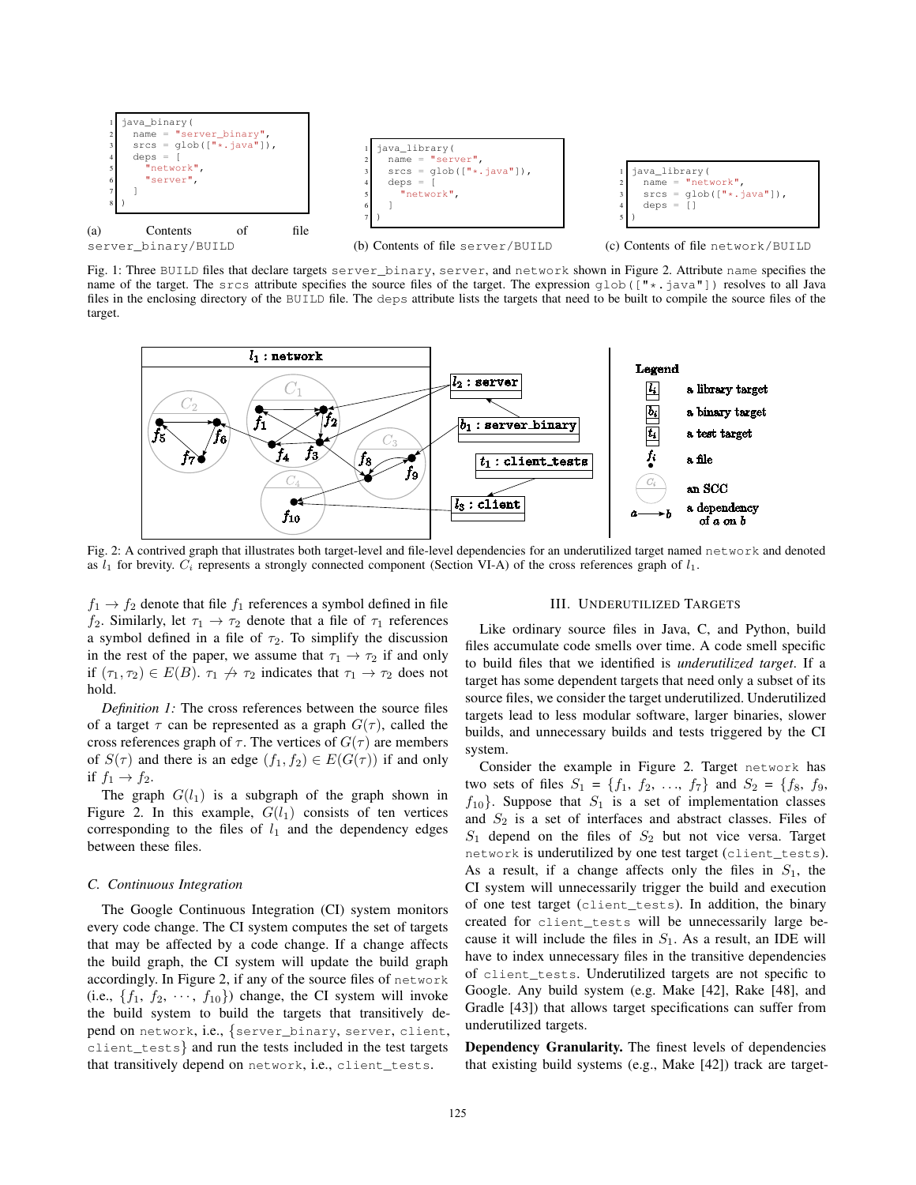```
java_binary(
  name = "server_binary",
  srcs = glob(["*.java"]),
  deps = [
    "network",
    "server",
  ]
)
```

(a) Contents of file server_binary/BUILD

```
java_library(
  name = "server",
  srcs = glob(["*.java"]),
  deps = [
    "network",
  ]
)
```

(b) Contents of file server/BUILD

```
java_library(
  name = "network",
  srcs = glob(["*.java"]),
  deps = []
)
```

(c) Contents of file network/BUILD

Fig. 1: Three BUILD files that declare targets server_binary, server, and network shown in Figure 2. Attribute name specifies the name of the target. The srcs attribute specifies the source files of the target. The expression glob(["*.java"]) resolves to all Java files in the enclosing directory of the BUILD file. The deps attribute lists the targets that need to be built to compile the source files of the target.

Fig. 2: A contrived graph that illustrates both target-level and file-level dependencies for an underutilized target named network and denoted as $l_1$ for brevity. $C_i$ represents a strongly connected component (Section VI-A) of the cross references graph of $l_1$.

$f_1 \rightarrow f_2$ denote that file $f_1$ references a symbol defined in file $f_2$. Similarly, let $\tau_1 \rightarrow \tau_2$ denote that a file of $\tau_1$ references a symbol defined in a file of $\tau_2$. To simplify the discussion in the rest of the paper, we assume that $\tau_1 \rightarrow \tau_2$ if and only if $(\tau_1, \tau_2) \in E(B)$. $\tau_1 \not\rightarrow \tau_2$ indicates that $\tau_1 \rightarrow \tau_2$ does not hold.

*Definition 1:* The cross references between the source files of a target $\tau$ can be represented as a graph $G(\tau)$, called the cross references graph of $\tau$. The vertices of $G(\tau)$ are members of $S(\tau)$ and there is an edge $(f_1, f_2) \in E(G(\tau))$ if and only if $f_1 \rightarrow f_2$.

The graph $G(l_1)$ is a subgraph of the graph shown in Figure 2. In this example, $G(l_1)$ consists of ten vertices corresponding to the files of $l_1$ and the dependency edges between these files.

### C. Continuous Integration

The Google Continuous Integration (CI) system monitors every code change. The CI system computes the set of targets that may be affected by a code change. If a change affects the build graph, the CI system will update the build graph accordingly. In Figure 2, if any of the source files of network (i.e., $\{f_1, f_2, \cdots, f_{10}\}$) change, the CI system will invoke the build system to build the targets that transitively depend on network, i.e., {server_binary, server, client, client_tests} and run the tests included in the test targets that transitively depend on network, i.e., client_tests.

## III. Underutilized Targets

Like ordinary source files in Java, C, and Python, build files accumulate code smells over time. A code smell specific to build files that we identified is *underutilized target*. If a target has some dependent targets that need only a subset of its source files, we consider the target underutilized. Underutilized targets lead to less modular software, larger binaries, slower builds, and unnecessary builds and tests triggered by the CI system.

Consider the example in Figure 2. Target network has two sets of files $S_1 = \{f_1, f_2, \ldots, f_7\}$ and $S_2 = \{f_8, f_9, f_{10}\}$. Suppose that $S_1$ is a set of implementation classes and $S_2$ is a set of interfaces and abstract classes. Files of $S_1$ depend on the files of $S_2$ but not vice versa. Target network is underutilized by one test target (client_tests). As a result, if a change affects only the files in $S_1$, the CI system will unnecessarily trigger the build and execution of one test target (client_tests). In addition, the binary created for client_tests will be unnecessarily large because it will include the files in $S_1$. As a result, an IDE will have to index unnecessary files in the transitive dependencies of client_tests. Underutilized targets are not specific to Google. Any build system (e.g. Make [42], Rake [48], and Gradle [43]) that allows target specifications can suffer from underutilized targets.

**Dependency Granularity.** The finest levels of dependencies that existing build systems (e.g., Make [42]) track are target-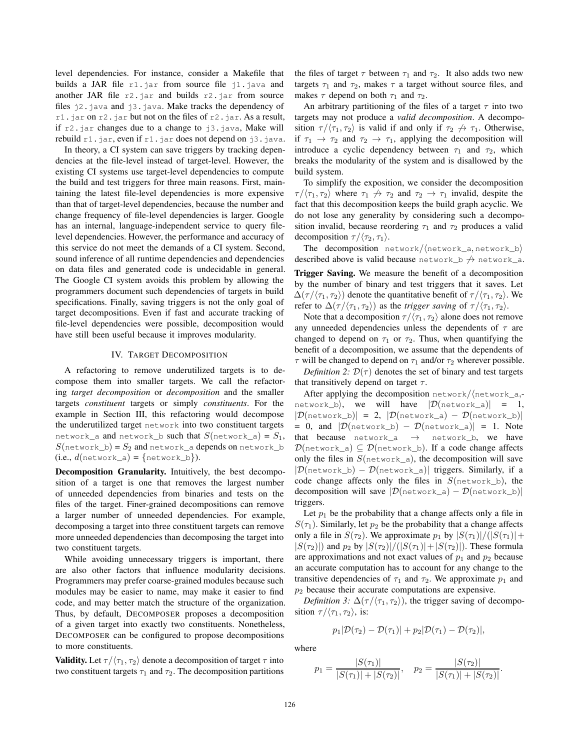level dependencies. For instance, consider a Makefile that builds a JAR file `r1.jar` from source file `j1.java` and another JAR file `r2.jar` and builds `r2.jar` from source files `j2.java` and `j3.java`. Make tracks the dependency of `r1.jar` on `r2.jar` but not on the files of `r2.jar`. As a result, if `r2.jar` changes due to a change to `j3.java`, Make will rebuild `r1.jar`, even if `r1.jar` does not depend on `j3.java`.

In theory, a CI system can save triggers by tracking dependencies at the file-level instead of target-level. However, the existing CI systems use target-level dependencies to compute the build and test triggers for three main reasons. First, maintaining the latest file-level dependencies is more expensive than that of target-level dependencies, because the number and change frequency of file-level dependencies is larger. Google has an internal, language-independent service to query file-level dependencies. However, the performance and accuracy of this service do not meet the demands of a CI system. Second, sound inference of all runtime dependencies and dependencies on data files and generated code is undecidable in general. The Google CI system avoids this problem by allowing the programmers document such dependencies of targets in build specifications. Finally, saving triggers is not the only goal of target decompositions. Even if fast and accurate tracking of file-level dependencies were possible, decomposition would have still been useful because it improves modularity.

## IV. Target Decomposition

A refactoring to remove underutilized targets is to decompose them into smaller targets. We call the refactoring *target decomposition* or *decomposition* and the smaller targets *constituent* targets or simply *constituents*. For the example in Section III, this refactoring would decompose the underutilized target `network` into two constituent targets `network_a` and `network_b` such that $S(\texttt{network\_a}) = S_1$, $S(\texttt{network\_b}) = S_2$ and `network_a` depends on `network_b` (i.e., $d(\texttt{network\_a}) = \{\texttt{network\_b}\}$).

**Decomposition Granularity.** Intuitively, the best decomposition of a target is one that removes the largest number of unneeded dependencies from binaries and tests on the files of the target. Finer-grained decompositions can remove a larger number of unneeded dependencies. For example, decomposing a target into three constituent targets can remove more unneeded dependencies than decomposing the target into two constituent targets.

While avoiding unnecessary triggers is important, there are also other factors that influence modularity decisions. Programmers may prefer coarse-grained modules because such modules may be easier to name, may make it easier to find code, and may better match the structure of the organization. Thus, by default, Decomposer proposes a decomposition of a given target into exactly two constituents. Nonetheless, Decomposer can be configured to propose decompositions to more constituents.

**Validity.** Let $\tau/\langle\tau_1, \tau_2\rangle$ denote a decomposition of target $\tau$ into two constituent targets $\tau_1$ and $\tau_2$. The decomposition partitions the files of target $\tau$ between $\tau_1$ and $\tau_2$. It also adds two new targets $\tau_1$ and $\tau_2$, makes $\tau$ a target without source files, and makes $\tau$ depend on both $\tau_1$ and $\tau_2$.

An arbitrary partitioning of the files of a target $\tau$ into two targets may not produce a *valid decomposition*. A decomposition $\tau/\langle\tau_1, \tau_2\rangle$ is valid if and only if $\tau_2 \not\rightarrow \tau_1$. Otherwise, if $\tau_1 \rightarrow \tau_2$ and $\tau_2 \rightarrow \tau_1$, applying the decomposition will introduce a cyclic dependency between $\tau_1$ and $\tau_2$, which breaks the modularity of the system and is disallowed by the build system.

To simplify the exposition, we consider the decomposition $\tau/\langle\tau_1, \tau_2\rangle$ where $\tau_1 \not\rightarrow \tau_2$ and $\tau_2 \rightarrow \tau_1$ invalid, despite the fact that this decomposition keeps the build graph acyclic. We do not lose any generality by considering such a decomposition invalid, because reordering $\tau_1$ and $\tau_2$ produces a valid decomposition $\tau/\langle\tau_2, \tau_1\rangle$.

The decomposition $\texttt{network}/\langle\texttt{network\_a}, \texttt{network\_b}\rangle$ described above is valid because $\texttt{network\_b} \not\rightarrow \texttt{network\_a}$.

**Trigger Saving.** We measure the benefit of a decomposition by the number of binary and test triggers that it saves. Let $\Delta(\tau/\langle\tau_1, \tau_2\rangle)$ denote the quantitative benefit of $\tau/\langle\tau_1, \tau_2\rangle$. We refer to $\Delta(\tau/\langle\tau_1, \tau_2\rangle)$ as the *trigger saving* of $\tau/\langle\tau_1, \tau_2\rangle$.

Note that a decomposition $\tau/\langle\tau_1, \tau_2\rangle$ alone does not remove any unneeded dependencies unless the dependents of $\tau$ are changed to depend on $\tau_1$ or $\tau_2$. Thus, when quantifying the benefit of a decomposition, we assume that the dependents of $\tau$ will be changed to depend on $\tau_1$ and/or $\tau_2$ wherever possible.

*Definition 2:* $\mathcal{D}(\tau)$ denotes the set of binary and test targets that transitively depend on target $\tau$.

After applying the decomposition $\texttt{network}/\langle\texttt{network\_a}, \texttt{network\_b}\rangle$, we will have $|\mathcal{D}(\texttt{network\_a})| = 1$, $|\mathcal{D}(\texttt{network\_b})| = 2$, $|\mathcal{D}(\texttt{network\_a}) - \mathcal{D}(\texttt{network\_b})| = 0$, and $|\mathcal{D}(\texttt{network\_b}) - \mathcal{D}(\texttt{network\_a})| = 1$. Note that because $\texttt{network\_a} \rightarrow \texttt{network\_b}$, we have $\mathcal{D}(\texttt{network\_a}) \subseteq \mathcal{D}(\texttt{network\_b})$. If a code change affects only the files in $S(\texttt{network\_a})$, the decomposition will save $|\mathcal{D}(\texttt{network\_b}) - \mathcal{D}(\texttt{network\_a})|$ triggers. Similarly, if a code change affects only the files in $S(\texttt{network\_b})$, the decomposition will save $|\mathcal{D}(\texttt{network\_a}) - \mathcal{D}(\texttt{network\_b})|$ triggers.

Let $p_1$ be the probability that a change affects only a file in $S(\tau_1)$. Similarly, let $p_2$ be the probability that a change affects only a file in $S(\tau_2)$. We approximate $p_1$ by $|S(\tau_1)|/(|S(\tau_1)| + |S(\tau_2)|)$ and $p_2$ by $|S(\tau_2)|/(|S(\tau_1)| + |S(\tau_2)|)$. These formula are approximations and not exact values of $p_1$ and $p_2$ because an accurate computation has to account for any change to the transitive dependencies of $\tau_1$ and $\tau_2$. We approximate $p_1$ and $p_2$ because their accurate computations are expensive.

*Definition 3:* $\Delta(\tau/\langle\tau_1, \tau_2\rangle)$, the trigger saving of decomposition $\tau/\langle\tau_1, \tau_2\rangle$, is:

$$p_1|\mathcal{D}(\tau_2) - \mathcal{D}(\tau_1)| + p_2|\mathcal{D}(\tau_1) - \mathcal{D}(\tau_2)|,$$

where

$$p_1 = \frac{|S(\tau_1)|}{|S(\tau_1)| + |S(\tau_2)|}, \quad p_2 = \frac{|S(\tau_2)|}{|S(\tau_1)| + |S(\tau_2)|}.$$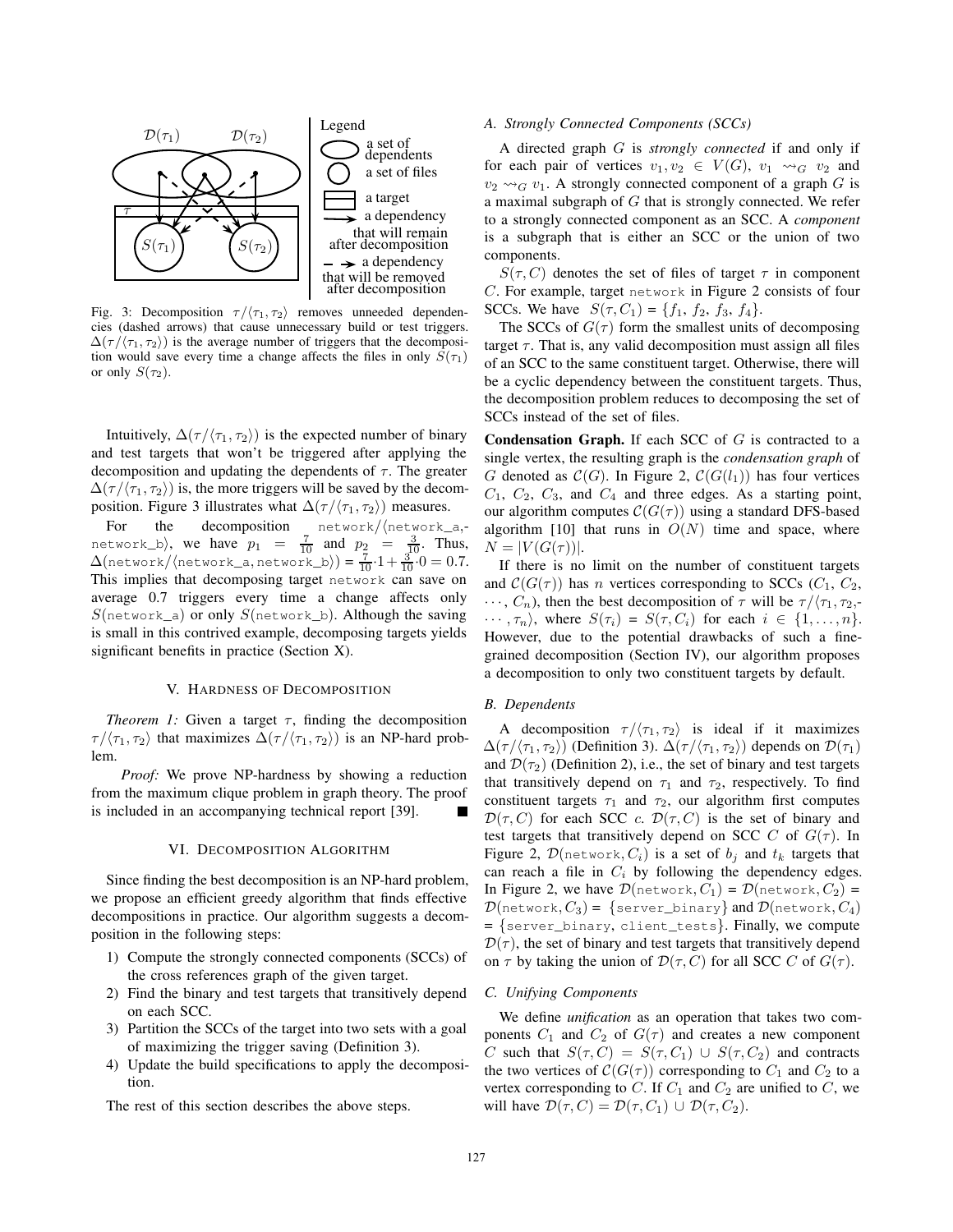Fig. 3: Decomposition $\tau/\langle\tau_1, \tau_2\rangle$ removes unneeded dependencies (dashed arrows) that cause unnecessary build or test triggers. $\Delta(\tau/\langle\tau_1, \tau_2\rangle)$ is the average number of triggers that the decomposition would save every time a change affects the files in only $S(\tau_1)$ or only $S(\tau_2)$.

Intuitively, $\Delta(\tau/\langle\tau_1, \tau_2\rangle)$ is the expected number of binary and test targets that won't be triggered after applying the decomposition and updating the dependents of $\tau$. The greater $\Delta(\tau/\langle\tau_1, \tau_2\rangle)$ is, the more triggers will be saved by the decomposition. Figure 3 illustrates what $\Delta(\tau/\langle\tau_1, \tau_2\rangle)$ measures.

For the decomposition `network`/⟨`network_a`, `network_b`⟩, we have $p_1 = \frac{7}{10}$ and $p_2 = \frac{3}{10}$. Thus, $\Delta$(`network`/⟨`network_a`, `network_b`⟩) = $\frac{7}{10}\cdot 1 + \frac{3}{10}\cdot 0 = 0.7$. This implies that decomposing target `network` can save on average 0.7 triggers every time a change affects only $S$(`network_a`) or only $S$(`network_b`). Although the saving is small in this contrived example, decomposing targets yields significant benefits in practice (Section X).

## V. Hardness of Decomposition

*Theorem 1:* Given a target $\tau$, finding the decomposition $\tau/\langle\tau_1, \tau_2\rangle$ that maximizes $\Delta(\tau/\langle\tau_1, \tau_2\rangle)$ is an NP-hard problem.

*Proof:* We prove NP-hardness by showing a reduction from the maximum clique problem in graph theory. The proof is included in an accompanying technical report [39]. ∎

## VI. Decomposition Algorithm

Since finding the best decomposition is an NP-hard problem, we propose an efficient greedy algorithm that finds effective decompositions in practice. Our algorithm suggests a decomposition in the following steps:

1) Compute the strongly connected components (SCCs) of the cross references graph of the given target.
2) Find the binary and test targets that transitively depend on each SCC.
3) Partition the SCCs of the target into two sets with a goal of maximizing the trigger saving (Definition 3).
4) Update the build specifications to apply the decomposition.

The rest of this section describes the above steps.

### A. Strongly Connected Components (SCCs)

A directed graph $G$ is *strongly connected* if and only if for each pair of vertices $v_1, v_2 \in V(G)$, $v_1 \leadsto_G v_2$ and $v_2 \leadsto_G v_1$. A strongly connected component of a graph $G$ is a maximal subgraph of $G$ that is strongly connected. We refer to a strongly connected component as an SCC. A *component* is a subgraph that is either an SCC or the union of two components.

$S(\tau, C)$ denotes the set of files of target $\tau$ in component $C$. For example, target `network` in Figure 2 consists of four SCCs. We have $S(\tau, C_1) = \{f_1, f_2, f_3, f_4\}$.

The SCCs of $G(\tau)$ form the smallest units of decomposing target $\tau$. That is, any valid decomposition must assign all files of an SCC to the same constituent target. Otherwise, there will be a cyclic dependency between the constituent targets. Thus, the decomposition problem reduces to decomposing the set of SCCs instead of the set of files.

**Condensation Graph.** If each SCC of $G$ is contracted to a single vertex, the resulting graph is the *condensation graph* of $G$ denoted as $\mathcal{C}(G)$. In Figure 2, $\mathcal{C}(G(l_1))$ has four vertices $C_1$, $C_2$, $C_3$, and $C_4$ and three edges. As a starting point, our algorithm computes $\mathcal{C}(G(\tau))$ using a standard DFS-based algorithm [10] that runs in $O(N)$ time and space, where $N = |V(G(\tau))|$.

If there is no limit on the number of constituent targets and $\mathcal{C}(G(\tau))$ has $n$ vertices corresponding to SCCs ($C_1$, $C_2$, $\cdots$, $C_n$), then the best decomposition of $\tau$ will be $\tau/\langle\tau_1, \tau_2, \cdots, \tau_n\rangle$, where $S(\tau_i) = S(\tau, C_i)$ for each $i \in \{1, \ldots, n\}$. However, due to the potential drawbacks of such a fine-grained decomposition (Section IV), our algorithm proposes a decomposition to only two constituent targets by default.

### B. Dependents

A decomposition $\tau/\langle\tau_1, \tau_2\rangle$ is ideal if it maximizes $\Delta(\tau/\langle\tau_1, \tau_2\rangle)$ (Definition 3). $\Delta(\tau/\langle\tau_1, \tau_2\rangle)$ depends on $\mathcal{D}(\tau_1)$ and $\mathcal{D}(\tau_2)$ (Definition 2), i.e., the set of binary and test targets that transitively depend on $\tau_1$ and $\tau_2$, respectively. To find constituent targets $\tau_1$ and $\tau_2$, our algorithm first computes $\mathcal{D}(\tau, C)$ for each SCC $c$. $\mathcal{D}(\tau, C)$ is the set of binary and test targets that transitively depend on SCC $C$ of $G(\tau)$. In Figure 2, $\mathcal{D}$(`network`, $C_i$) is a set of $b_j$ and $t_k$ targets that can reach a file in $C_i$ by following the dependency edges. In Figure 2, we have $\mathcal{D}$(`network`, $C_1$) = $\mathcal{D}$(`network`, $C_2$) = $\mathcal{D}$(`network`, $C_3$) = {`server_binary`} and $\mathcal{D}$(`network`, $C_4$) = {`server_binary`, `client_tests`}. Finally, we compute $\mathcal{D}(\tau)$, the set of binary and test targets that transitively depend on $\tau$ by taking the union of $\mathcal{D}(\tau, C)$ for all SCC $C$ of $G(\tau)$.

### C. Unifying Components

We define *unification* as an operation that takes two components $C_1$ and $C_2$ of $G(\tau)$ and creates a new component $C$ such that $S(\tau, C) = S(\tau, C_1) \cup S(\tau, C_2)$ and contracts the two vertices of $\mathcal{C}(G(\tau))$ corresponding to $C_1$ and $C_2$ to a vertex corresponding to $C$. If $C_1$ and $C_2$ are unified to $C$, we will have $\mathcal{D}(\tau, C) = \mathcal{D}(\tau, C_1) \cup \mathcal{D}(\tau, C_2)$.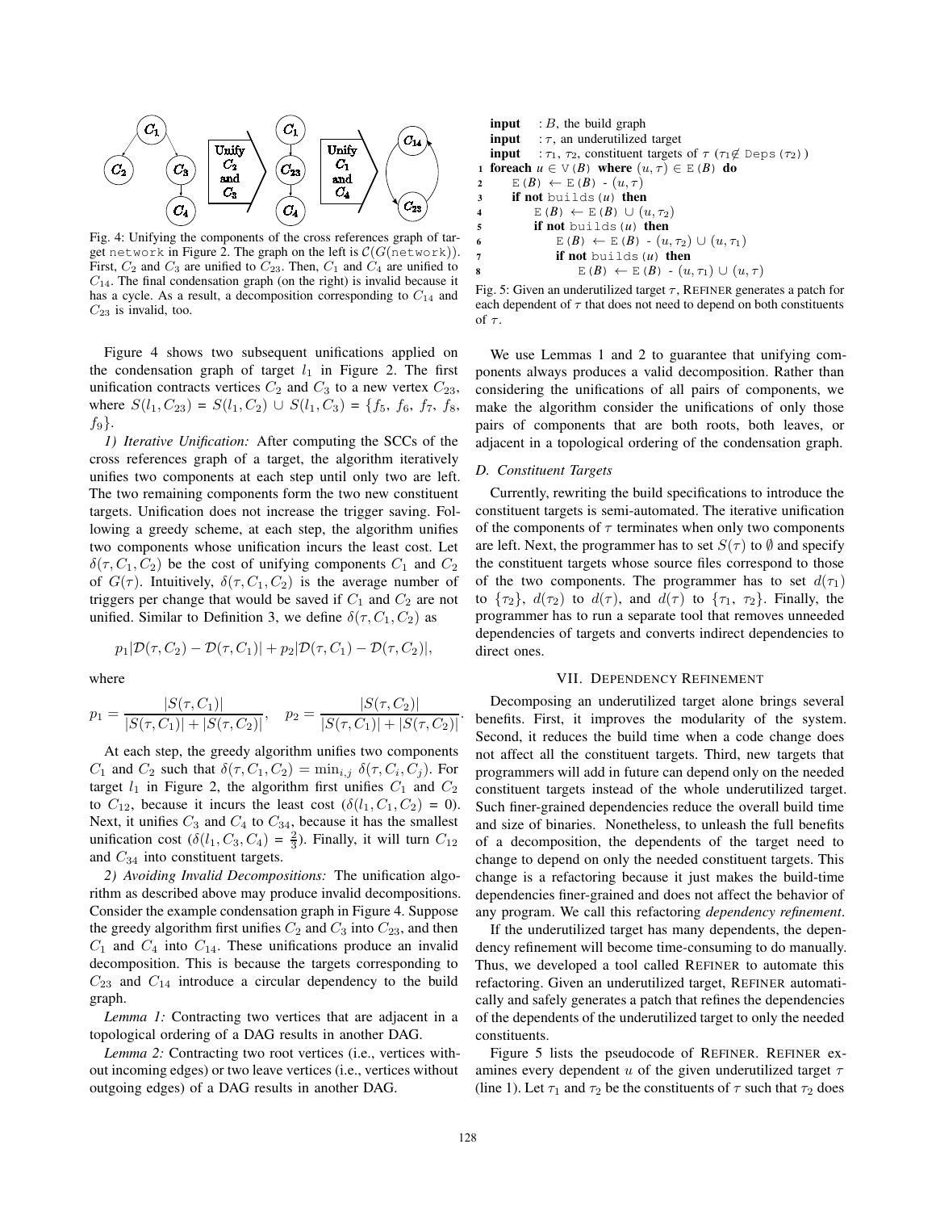Fig. 4: Unifying the components of the cross references graph of target `network` in Figure 2. The graph on the left is $\mathcal{C}(G(\texttt{network}))$. First, $C_2$ and $C_3$ are unified to $C_{23}$. Then, $C_1$ and $C_4$ are unified to $C_{14}$. The final condensation graph (on the right) is invalid because it has a cycle. As a result, a decomposition corresponding to $C_{14}$ and $C_{23}$ is invalid, too.

Figure 4 shows two subsequent unifications applied on the condensation graph of target $l_1$ in Figure 2. The first unification contracts vertices $C_2$ and $C_3$ to a new vertex $C_{23}$, where $S(l_1, C_{23}) = S(l_1, C_2) \cup S(l_1, C_3) = \{f_5, f_6, f_7, f_8, f_9\}$.

*1) Iterative Unification:* After computing the SCCs of the cross references graph of a target, the algorithm iteratively unifies two components at each step until only two are left. The two remaining components form the two new constituent targets. Unification does not increase the trigger saving. Following a greedy scheme, at each step, the algorithm unifies two components whose unification incurs the least cost. Let $\delta(\tau, C_1, C_2)$ be the cost of unifying components $C_1$ and $C_2$ of $G(\tau)$. Intuitively, $\delta(\tau, C_1, C_2)$ is the average number of triggers per change that would be saved if $C_1$ and $C_2$ are not unified. Similar to Definition 3, we define $\delta(\tau, C_1, C_2)$ as

$$p_1|\mathcal{D}(\tau, C_2) - \mathcal{D}(\tau, C_1)| + p_2|\mathcal{D}(\tau, C_1) - \mathcal{D}(\tau, C_2)|,$$

where

$$p_1 = \frac{|S(\tau, C_1)|}{|S(\tau, C_1)| + |S(\tau, C_2)|}, \quad p_2 = \frac{|S(\tau, C_2)|}{|S(\tau, C_1)| + |S(\tau, C_2)|}.$$

At each step, the greedy algorithm unifies two components $C_1$ and $C_2$ such that $\delta(\tau, C_1, C_2) = \min_{i,j} \delta(\tau, C_i, C_j)$. For target $l_1$ in Figure 2, the algorithm first unifies $C_1$ and $C_2$ to $C_{12}$, because it incurs the least cost ($\delta(l_1, C_1, C_2) = 0$). Next, it unifies $C_3$ and $C_4$ to $C_{34}$, because it has the smallest unification cost ($\delta(l_1, C_3, C_4) = \frac{2}{3}$). Finally, it will turn $C_{12}$ and $C_{34}$ into constituent targets.

*2) Avoiding Invalid Decompositions:* The unification algorithm as described above may produce invalid decompositions. Consider the example condensation graph in Figure 4. Suppose the greedy algorithm first unifies $C_2$ and $C_3$ into $C_{23}$, and then $C_1$ and $C_4$ into $C_{14}$. These unifications produce an invalid decomposition. This is because the targets corresponding to $C_{23}$ and $C_{14}$ introduce a circular dependency to the build graph.

*Lemma 1:* Contracting two vertices that are adjacent in a topological ordering of a DAG results in another DAG.

*Lemma 2:* Contracting two root vertices (i.e., vertices without incoming edges) or two leave vertices (i.e., vertices without outgoing edges) of a DAG results in another DAG.

```
input  : B, the build graph
input  : τ, an underutilized target
input  : τ1, τ2, constituent targets of τ (τ1 ∉ Deps(τ2))
1 foreach u ∈ V(B) where (u, τ) ∈ E(B) do
2     E(B) ← E(B) - (u, τ)
3     if not builds(u) then
4         E(B) ← E(B) ∪ (u, τ2)
5         if not builds(u) then
6             E(B) ← E(B) - (u, τ2) ∪ (u, τ1)
7             if not builds(u) then
8                 E(B) ← E(B) - (u, τ1) ∪ (u, τ)
```

Fig. 5: Given an underutilized target $\tau$, REFINER generates a patch for each dependent of $\tau$ that does not need to depend on both constituents of $\tau$.

We use Lemmas 1 and 2 to guarantee that unifying components always produces a valid decomposition. Rather than considering the unifications of all pairs of components, we make the algorithm consider the unifications of only those pairs of components that are both roots, both leaves, or adjacent in a topological ordering of the condensation graph.

### D. Constituent Targets

Currently, rewriting the build specifications to introduce the constituent targets is semi-automated. The iterative unification of the components of $\tau$ terminates when only two components are left. Next, the programmer has to set $S(\tau)$ to $\emptyset$ and specify the constituent targets whose source files correspond to those of the two components. The programmer has to set $d(\tau_1)$ to $\{\tau_2\}$, $d(\tau_2)$ to $d(\tau)$, and $d(\tau)$ to $\{\tau_1, \tau_2\}$. Finally, the programmer has to run a separate tool that removes unneeded dependencies of targets and converts indirect dependencies to direct ones.

## VII. Dependency Refinement

Decomposing an underutilized target alone brings several benefits. First, it improves the modularity of the system. Second, it reduces the build time when a code change does not affect all the constituent targets. Third, new targets that programmers will add in future can depend only on the needed constituent targets instead of the whole underutilized target. Such finer-grained dependencies reduce the overall build time and size of binaries. Nonetheless, to unleash the full benefits of a decomposition, the dependents of the target need to change to depend on only the needed constituent targets. This change is a refactoring because it just makes the build-time dependencies finer-grained and does not affect the behavior of any program. We call this refactoring *dependency refinement*.

If the underutilized target has many dependents, the dependency refinement will become time-consuming to do manually. Thus, we developed a tool called REFINER to automate this refactoring. Given an underutilized target, REFINER automatically and safely generates a patch that refines the dependencies of the dependents of the underutilized target to only the needed constituents.

Figure 5 lists the pseudocode of REFINER. REFINER examines every dependent $u$ of the given underutilized target $\tau$ (line 1). Let $\tau_1$ and $\tau_2$ be the constituents of $\tau$ such that $\tau_2$ does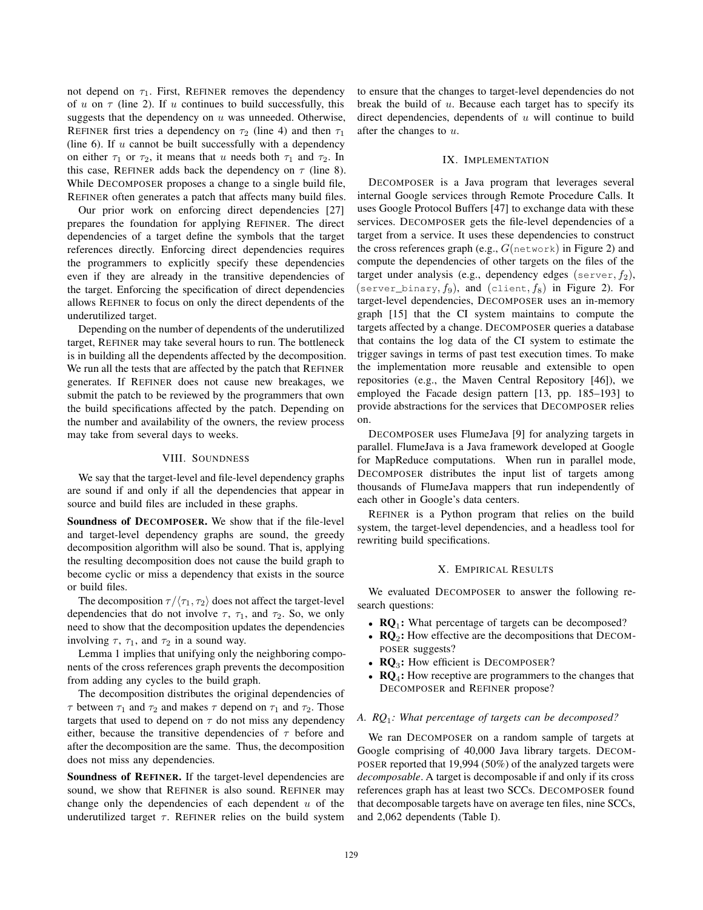not depend on $\tau_1$. First, REFINER removes the dependency of $u$ on $\tau$ (line 2). If $u$ continues to build successfully, this suggests that the dependency on $u$ was unneeded. Otherwise, REFINER first tries a dependency on $\tau_2$ (line 4) and then $\tau_1$ (line 6). If $u$ cannot be built successfully with a dependency on either $\tau_1$ or $\tau_2$, it means that $u$ needs both $\tau_1$ and $\tau_2$. In this case, REFINER adds back the dependency on $\tau$ (line 8). While DECOMPOSER proposes a change to a single build file, REFINER often generates a patch that affects many build files.

Our prior work on enforcing direct dependencies [27] prepares the foundation for applying REFINER. The direct dependencies of a target define the symbols that the target references directly. Enforcing direct dependencies requires the programmers to explicitly specify these dependencies even if they are already in the transitive dependencies of the target. Enforcing the specification of direct dependencies allows REFINER to focus on only the direct dependents of the underutilized target.

Depending on the number of dependents of the underutilized target, REFINER may take several hours to run. The bottleneck is in building all the dependents affected by the decomposition. We run all the tests that are affected by the patch that REFINER generates. If REFINER does not cause new breakages, we submit the patch to be reviewed by the programmers that own the build specifications affected by the patch. Depending on the number and availability of the owners, the review process may take from several days to weeks.

## VIII. SOUNDNESS

We say that the target-level and file-level dependency graphs are sound if and only if all the dependencies that appear in source and build files are included in these graphs.

**Soundness of DECOMPOSER.** We show that if the file-level and target-level dependency graphs are sound, the greedy decomposition algorithm will also be sound. That is, applying the resulting decomposition does not cause the build graph to become cyclic or miss a dependency that exists in the source or build files.

The decomposition $\tau/\langle\tau_1, \tau_2\rangle$ does not affect the target-level dependencies that do not involve $\tau$, $\tau_1$, and $\tau_2$. So, we only need to show that the decomposition updates the dependencies involving $\tau$, $\tau_1$, and $\tau_2$ in a sound way.

Lemma 1 implies that unifying only the neighboring components of the cross references graph prevents the decomposition from adding any cycles to the build graph.

The decomposition distributes the original dependencies of $\tau$ between $\tau_1$ and $\tau_2$ and makes $\tau$ depend on $\tau_1$ and $\tau_2$. Those targets that used to depend on $\tau$ do not miss any dependency either, because the transitive dependencies of $\tau$ before and after the decomposition are the same. Thus, the decomposition does not miss any dependencies.

**Soundness of REFINER.** If the target-level dependencies are sound, we show that REFINER is also sound. REFINER may change only the dependencies of each dependent $u$ of the underutilized target $\tau$. REFINER relies on the build system to ensure that the changes to target-level dependencies do not break the build of $u$. Because each target has to specify its direct dependencies, dependents of $u$ will continue to build after the changes to $u$.

## IX. IMPLEMENTATION

DECOMPOSER is a Java program that leverages several internal Google services through Remote Procedure Calls. It uses Google Protocol Buffers [47] to exchange data with these services. DECOMPOSER gets the file-level dependencies of a target from a service. It uses these dependencies to construct the cross references graph (e.g., $G$(`network`) in Figure 2) and compute the dependencies of other targets on the files of the target under analysis (e.g., dependency edges (`server`, $f_2$), (`server_binary`, $f_9$), and (`client`, $f_8$) in Figure 2). For target-level dependencies, DECOMPOSER uses an in-memory graph [15] that the CI system maintains to compute the targets affected by a change. DECOMPOSER queries a database that contains the log data of the CI system to estimate the trigger savings in terms of past test execution times. To make the implementation more reusable and extensible to open repositories (e.g., the Maven Central Repository [46]), we employed the Facade design pattern [13, pp. 185–193] to provide abstractions for the services that DECOMPOSER relies on.

DECOMPOSER uses FlumeJava [9] for analyzing targets in parallel. FlumeJava is a Java framework developed at Google for MapReduce computations. When run in parallel mode, DECOMPOSER distributes the input list of targets among thousands of FlumeJava mappers that run independently of each other in Google's data centers.

REFINER is a Python program that relies on the build system, the target-level dependencies, and a headless tool for rewriting build specifications.

## X. EMPIRICAL RESULTS

We evaluated DECOMPOSER to answer the following research questions:

- **RQ$_1$:** What percentage of targets can be decomposed?
- **RQ$_2$:** How effective are the decompositions that DECOMPOSER suggests?
- **RQ$_3$:** How efficient is DECOMPOSER?
- **RQ$_4$:** How receptive are programmers to the changes that DECOMPOSER and REFINER propose?

### A. *RQ$_1$: What percentage of targets can be decomposed?*

We ran DECOMPOSER on a random sample of targets at Google comprising of 40,000 Java library targets. DECOMPOSER reported that 19,994 (50%) of the analyzed targets were *decomposable*. A target is decomposable if and only if its cross references graph has at least two SCCs. DECOMPOSER found that decomposable targets have on average ten files, nine SCCs, and 2,062 dependents (Table I).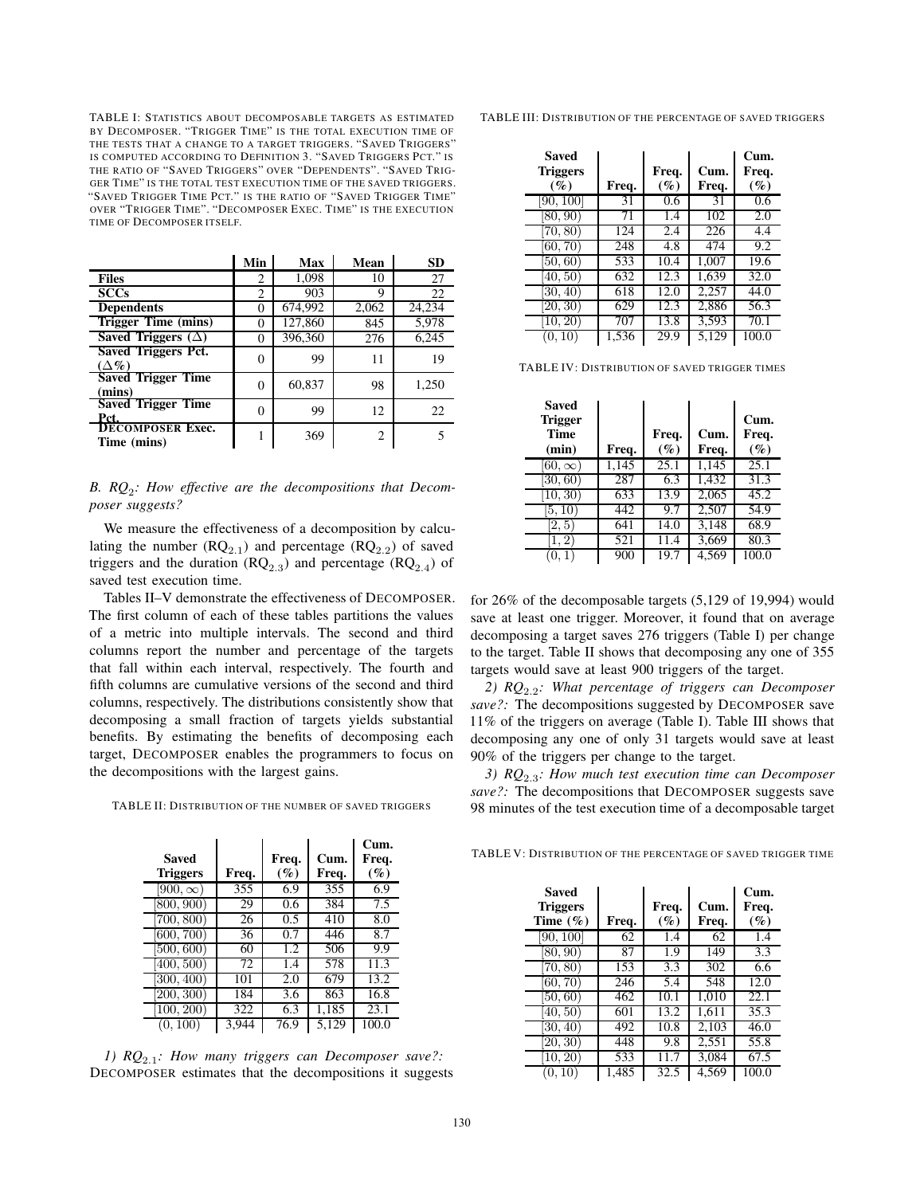TABLE I: STATISTICS ABOUT DECOMPOSABLE TARGETS AS ESTIMATED BY DECOMPOSER. "TRIGGER TIME" IS THE TOTAL EXECUTION TIME OF THE TESTS THAT A CHANGE TO A TARGET TRIGGERS. "SAVED TRIGGERS" IS COMPUTED ACCORDING TO DEFINITION 3. "SAVED TRIGGERS PCT." IS THE RATIO OF "SAVED TRIGGERS" OVER "DEPENDENTS". "SAVED TRIGGER TIME" IS THE TOTAL TEST EXECUTION TIME OF THE SAVED TRIGGERS. "SAVED TRIGGER TIME PCT." IS THE RATIO OF "SAVED TRIGGER TIME" OVER "TRIGGER TIME". "DECOMPOSER EXEC. TIME" IS THE EXECUTION TIME OF DECOMPOSER ITSELF.

| | Min | Max | Mean | SD |
|---|---|---|---|---|
| **Files** | 2 | 1,098 | 10 | 27 |
| **SCCs** | 2 | 903 | 9 | 22 |
| **Dependents** | 0 | 674,992 | 2,062 | 24,234 |
| **Trigger Time (mins)** | 0 | 127,860 | 845 | 5,978 |
| **Saved Triggers ($\Delta$)** | 0 | 396,360 | 276 | 6,245 |
| **Saved Triggers Pct. ($\Delta$%)** | 0 | 99 | 11 | 19 |
| **Saved Trigger Time (mins)** | 0 | 60,837 | 98 | 1,250 |
| **Saved Trigger Time Pct.** | 0 | 99 | 12 | 22 |
| **DECOMPOSER Exec. Time (mins)** | 1 | 369 | 2 | 5 |

### *B. RQ$_2$: How effective are the decompositions that Decomposer suggests?*

We measure the effectiveness of a decomposition by calculating the number (RQ$_{2.1}$) and percentage (RQ$_{2.2}$) of saved triggers and the duration (RQ$_{2.3}$) and percentage (RQ$_{2.4}$) of saved test execution time.

Tables II–V demonstrate the effectiveness of DECOMPOSER. The first column of each of these tables partitions the values of a metric into multiple intervals. The second and third columns report the number and percentage of the targets that fall within each interval, respectively. The fourth and fifth columns are cumulative versions of the second and third columns, respectively. The distributions consistently show that decomposing a small fraction of targets yields substantial benefits. By estimating the benefits of decomposing each target, DECOMPOSER enables the programmers to focus on the decompositions with the largest gains.

TABLE II: DISTRIBUTION OF THE NUMBER OF SAVED TRIGGERS

| Saved Triggers | Freq. | Freq. (%) | Cum. Freq. | Cum. Freq. (%) |
|---|---|---|---|---|
| [900, ∞) | 355 | 6.9 | 355 | 6.9 |
| [800, 900) | 29 | 0.6 | 384 | 7.5 |
| [700, 800) | 26 | 0.5 | 410 | 8.0 |
| [600, 700) | 36 | 0.7 | 446 | 8.7 |
| [500, 600) | 60 | 1.2 | 506 | 9.9 |
| [400, 500) | 72 | 1.4 | 578 | 11.3 |
| [300, 400) | 101 | 2.0 | 679 | 13.2 |
| [200, 300) | 184 | 3.6 | 863 | 16.8 |
| [100, 200) | 322 | 6.3 | 1,185 | 23.1 |
| (0, 100) | 3,944 | 76.9 | 5,129 | 100.0 |

*1) RQ$_{2.1}$: How many triggers can Decomposer save?:* DECOMPOSER estimates that the decompositions it suggests for 26% of the decomposable targets (5,129 of 19,994) would save at least one trigger. Moreover, it found that on average decomposing a target saves 276 triggers (Table I) per change to the target. Table II shows that decomposing any one of 355 targets would save at least 900 triggers of the target.

*2) RQ$_{2.2}$: What percentage of triggers can Decomposer save?:* The decompositions suggested by DECOMPOSER save 11% of the triggers on average (Table I). Table III shows that decomposing any one of only 31 targets would save at least 90% of the triggers per change to the target.

*3) RQ$_{2.3}$: How much test execution time can Decomposer save?:* The decompositions that DECOMPOSER suggests save 98 minutes of the test execution time of a decomposable target

TABLE III: DISTRIBUTION OF THE PERCENTAGE OF SAVED TRIGGERS

| Saved Triggers (%) | Freq. | Freq. (%) | Cum. Freq. | Cum. Freq. (%) |
|---|---|---|---|---|
| [90, 100] | 31 | 0.6 | 31 | 0.6 |
| [80, 90) | 71 | 1.4 | 102 | 2.0 |
| [70, 80) | 124 | 2.4 | 226 | 4.4 |
| [60, 70) | 248 | 4.8 | 474 | 9.2 |
| [50, 60) | 533 | 10.4 | 1,007 | 19.6 |
| [40, 50) | 632 | 12.3 | 1,639 | 32.0 |
| [30, 40) | 618 | 12.0 | 2,257 | 44.0 |
| [20, 30) | 629 | 12.3 | 2,886 | 56.3 |
| [10, 20) | 707 | 13.8 | 3,593 | 70.1 |
| (0, 10) | 1,536 | 29.9 | 5,129 | 100.0 |

TABLE IV: DISTRIBUTION OF SAVED TRIGGER TIMES

| Saved Trigger Time (min) | Freq. | Freq. (%) | Cum. Freq. | Cum. Freq. (%) |
|---|---|---|---|---|
| [60, ∞) | 1,145 | 25.1 | 1,145 | 25.1 |
| [30, 60) | 287 | 6.3 | 1,432 | 31.3 |
| [10, 30) | 633 | 13.9 | 2,065 | 45.2 |
| [5, 10) | 442 | 9.7 | 2,507 | 54.9 |
| [2, 5) | 641 | 14.0 | 3,148 | 68.9 |
| [1, 2) | 521 | 11.4 | 3,669 | 80.3 |
| (0, 1) | 900 | 19.7 | 4,569 | 100.0 |

TABLE V: DISTRIBUTION OF THE PERCENTAGE OF SAVED TRIGGER TIME

| Saved Triggers Time (%) | Freq. | Freq. (%) | Cum. Freq. | Cum. Freq. (%) |
|---|---|---|---|---|
| [90, 100] | 62 | 1.4 | 62 | 1.4 |
| [80, 90) | 87 | 1.9 | 149 | 3.3 |
| [70, 80) | 153 | 3.3 | 302 | 6.6 |
| [60, 70) | 246 | 5.4 | 548 | 12.0 |
| [50, 60) | 462 | 10.1 | 1,010 | 22.1 |
| [40, 50) | 601 | 13.2 | 1,611 | 35.3 |
| [30, 40) | 492 | 10.8 | 2,103 | 46.0 |
| [20, 30) | 448 | 9.8 | 2,551 | 55.8 |
| [10, 20) | 533 | 11.7 | 3,084 | 67.5 |
| (0, 10) | 1,485 | 32.5 | 4,569 | 100.0 |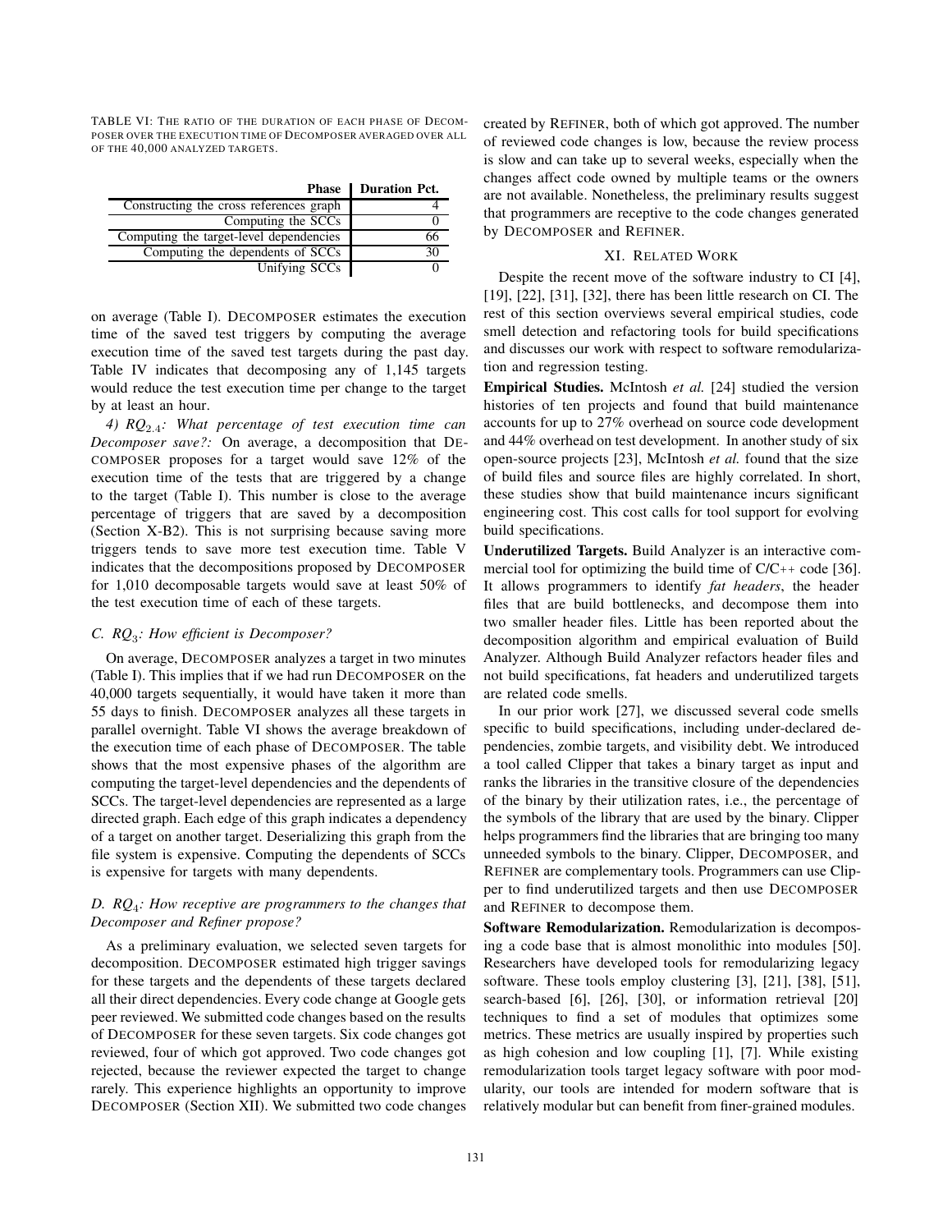TABLE VI: THE RATIO OF THE DURATION OF EACH PHASE OF DECOMPOSER OVER THE EXECUTION TIME OF DECOMPOSER AVERAGED OVER ALL OF THE 40,000 ANALYZED TARGETS.

| Phase | Duration Pct. |
|---|---|
| Constructing the cross references graph | 4 |
| Computing the SCCs | 0 |
| Computing the target-level dependencies | 66 |
| Computing the dependents of SCCs | 30 |
| Unifying SCCs | 0 |

on average (Table I). DECOMPOSER estimates the execution time of the saved test triggers by computing the average execution time of the saved test targets during the past day. Table IV indicates that decomposing any of 1,145 targets would reduce the test execution time per change to the target by at least an hour.

*4) $RQ_{2.4}$: What percentage of test execution time can Decomposer save?:* On average, a decomposition that DECOMPOSER proposes for a target would save 12% of the execution time of the tests that are triggered by a change to the target (Table I). This number is close to the average percentage of triggers that are saved by a decomposition (Section X-B2). This is not surprising because saving more triggers tends to save more test execution time. Table V indicates that the decompositions proposed by DECOMPOSER for 1,010 decomposable targets would save at least 50% of the test execution time of each of these targets.

### C. $RQ_3$: How efficient is Decomposer?

On average, DECOMPOSER analyzes a target in two minutes (Table I). This implies that if we had run DECOMPOSER on the 40,000 targets sequentially, it would have taken it more than 55 days to finish. DECOMPOSER analyzes all these targets in parallel overnight. Table VI shows the average breakdown of the execution time of each phase of DECOMPOSER. The table shows that the most expensive phases of the algorithm are computing the target-level dependencies and the dependents of SCCs. The target-level dependencies are represented as a large directed graph. Each edge of this graph indicates a dependency of a target on another target. Deserializing this graph from the file system is expensive. Computing the dependents of SCCs is expensive for targets with many dependents.

### D. $RQ_4$: How receptive are programmers to the changes that Decomposer and Refiner propose?

As a preliminary evaluation, we selected seven targets for decomposition. DECOMPOSER estimated high trigger savings for these targets and the dependents of these targets declared all their direct dependencies. Every code change at Google gets peer reviewed. We submitted code changes based on the results of DECOMPOSER for these seven targets. Six code changes got reviewed, four of which got approved. Two code changes got rejected, because the reviewer expected the target to change rarely. This experience highlights an opportunity to improve DECOMPOSER (Section XII). We submitted two code changes created by REFINER, both of which got approved. The number of reviewed code changes is low, because the review process is slow and can take up to several weeks, especially when the changes affect code owned by multiple teams or the owners are not available. Nonetheless, the preliminary results suggest that programmers are receptive to the code changes generated by DECOMPOSER and REFINER.

## XI. RELATED WORK

Despite the recent move of the software industry to CI [4], [19], [22], [31], [32], there has been little research on CI. The rest of this section overviews several empirical studies, code smell detection and refactoring tools for build specifications and discusses our work with respect to software remodularization and regression testing.

**Empirical Studies.** McIntosh *et al.* [24] studied the version histories of ten projects and found that build maintenance accounts for up to 27% overhead on source code development and 44% overhead on test development. In another study of six open-source projects [23], McIntosh *et al.* found that the size of build files and source files are highly correlated. In short, these studies show that build maintenance incurs significant engineering cost. This cost calls for tool support for evolving build specifications.

**Underutilized Targets.** Build Analyzer is an interactive commercial tool for optimizing the build time of C/C++ code [36]. It allows programmers to identify *fat headers*, the header files that are build bottlenecks, and decompose them into two smaller header files. Little has been reported about the decomposition algorithm and empirical evaluation of Build Analyzer. Although Build Analyzer refactors header files and not build specifications, fat headers and underutilized targets are related code smells.

In our prior work [27], we discussed several code smells specific to build specifications, including under-declared dependencies, zombie targets, and visibility debt. We introduced a tool called Clipper that takes a binary target as input and ranks the libraries in the transitive closure of the dependencies of the binary by their utilization rates, i.e., the percentage of the symbols of the library that are used by the binary. Clipper helps programmers find the libraries that are bringing too many unneeded symbols to the binary. Clipper, DECOMPOSER, and REFINER are complementary tools. Programmers can use Clipper to find underutilized targets and then use DECOMPOSER and REFINER to decompose them.

**Software Remodularization.** Remodularization is decomposing a code base that is almost monolithic into modules [50]. Researchers have developed tools for remodularizing legacy software. These tools employ clustering [3], [21], [38], [51], search-based [6], [26], [30], or information retrieval [20] techniques to find a set of modules that optimizes some metrics. These metrics are usually inspired by properties such as high cohesion and low coupling [1], [7]. While existing remodularization tools target legacy software with poor modularity, our tools are intended for modern software that is relatively modular but can benefit from finer-grained modules.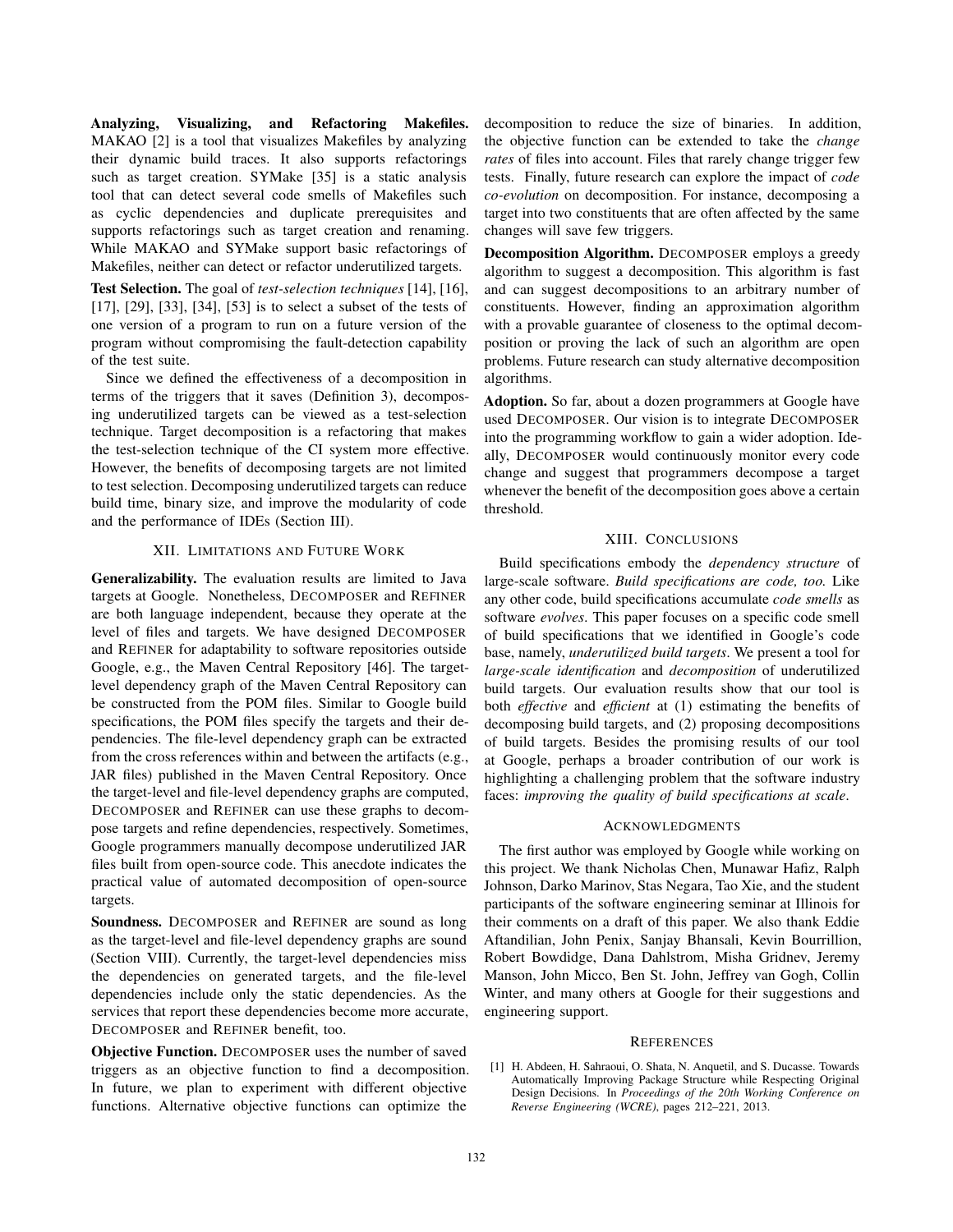**Analyzing, Visualizing, and Refactoring Makefiles.** MAKAO [2] is a tool that visualizes Makefiles by analyzing their dynamic build traces. It also supports refactorings such as target creation. SYMake [35] is a static analysis tool that can detect several code smells of Makefiles such as cyclic dependencies and duplicate prerequisites and supports refactorings such as target creation and renaming. While MAKAO and SYMake support basic refactorings of Makefiles, neither can detect or refactor underutilized targets.

**Test Selection.** The goal of *test-selection techniques* [14], [16], [17], [29], [33], [34], [53] is to select a subset of the tests of one version of a program to run on a future version of the program without compromising the fault-detection capability of the test suite.

Since we defined the effectiveness of a decomposition in terms of the triggers that it saves (Definition 3), decomposing underutilized targets can be viewed as a test-selection technique. Target decomposition is a refactoring that makes the test-selection technique of the CI system more effective. However, the benefits of decomposing targets are not limited to test selection. Decomposing underutilized targets can reduce build time, binary size, and improve the modularity of code and the performance of IDEs (Section III).

## XII. Limitations and Future Work

**Generalizability.** The evaluation results are limited to Java targets at Google. Nonetheless, DECOMPOSER and REFINER are both language independent, because they operate at the level of files and targets. We have designed DECOMPOSER and REFINER for adaptability to software repositories outside Google, e.g., the Maven Central Repository [46]. The target-level dependency graph of the Maven Central Repository can be constructed from the POM files. Similar to Google build specifications, the POM files specify the targets and their dependencies. The file-level dependency graph can be extracted from the cross references within and between the artifacts (e.g., JAR files) published in the Maven Central Repository. Once the target-level and file-level dependency graphs are computed, DECOMPOSER and REFINER can use these graphs to decompose targets and refine dependencies, respectively. Sometimes, Google programmers manually decompose underutilized JAR files built from open-source code. This anecdote indicates the practical value of automated decomposition of open-source targets.

**Soundness.** DECOMPOSER and REFINER are sound as long as the target-level and file-level dependency graphs are sound (Section VIII). Currently, the target-level dependencies miss the dependencies on generated targets, and the file-level dependencies include only the static dependencies. As the services that report these dependencies become more accurate, DECOMPOSER and REFINER benefit, too.

**Objective Function.** DECOMPOSER uses the number of saved triggers as an objective function to find a decomposition. In future, we plan to experiment with different objective functions. Alternative objective functions can optimize the decomposition to reduce the size of binaries. In addition, the objective function can be extended to take the *change rates* of files into account. Files that rarely change trigger few tests. Finally, future research can explore the impact of *code co-evolution* on decomposition. For instance, decomposing a target into two constituents that are often affected by the same changes will save few triggers.

**Decomposition Algorithm.** DECOMPOSER employs a greedy algorithm to suggest a decomposition. This algorithm is fast and can suggest decompositions to an arbitrary number of constituents. However, finding an approximation algorithm with a provable guarantee of closeness to the optimal decomposition or proving the lack of such an algorithm are open problems. Future research can study alternative decomposition algorithms.

**Adoption.** So far, about a dozen programmers at Google have used DECOMPOSER. Our vision is to integrate DECOMPOSER into the programming workflow to gain a wider adoption. Ideally, DECOMPOSER would continuously monitor every code change and suggest that programmers decompose a target whenever the benefit of the decomposition goes above a certain threshold.

## XIII. Conclusions

Build specifications embody the *dependency structure* of large-scale software. *Build specifications are code, too.* Like any other code, build specifications accumulate *code smells* as software *evolves*. This paper focuses on a specific code smell of build specifications that we identified in Google's code base, namely, *underutilized build targets*. We present a tool for *large-scale identification* and *decomposition* of underutilized build targets. Our evaluation results show that our tool is both *effective* and *efficient* at (1) estimating the benefits of decomposing build targets, and (2) proposing decompositions of build targets. Besides the promising results of our tool at Google, perhaps a broader contribution of our work is highlighting a challenging problem that the software industry faces: *improving the quality of build specifications at scale*.

## Acknowledgments

The first author was employed by Google while working on this project. We thank Nicholas Chen, Munawar Hafiz, Ralph Johnson, Darko Marinov, Stas Negara, Tao Xie, and the student participants of the software engineering seminar at Illinois for their comments on a draft of this paper. We also thank Eddie Aftandilian, John Penix, Sanjay Bhansali, Kevin Bourrillion, Robert Bowdidge, Dana Dahlstrom, Misha Gridnev, Jeremy Manson, John Micco, Ben St. John, Jeffrey van Gogh, Collin Winter, and many others at Google for their suggestions and engineering support.

## References

[1] H. Abdeen, H. Sahraoui, O. Shata, N. Anquetil, and S. Ducasse. Towards Automatically Improving Package Structure while Respecting Original Design Decisions. In *Proceedings of the 20th Working Conference on Reverse Engineering (WCRE)*, pages 212–221, 2013.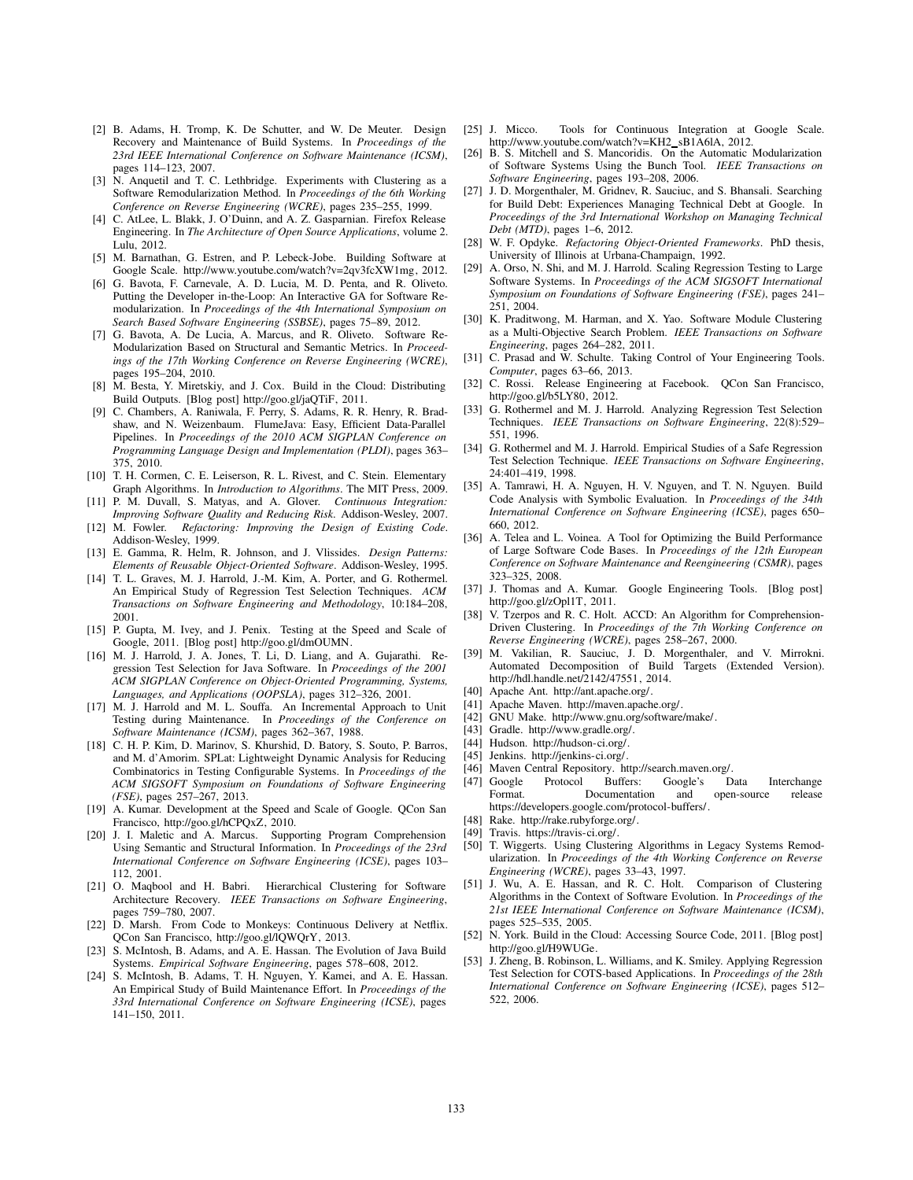[2] B. Adams, H. Tromp, K. De Schutter, and W. De Meuter. Design Recovery and Maintenance of Build Systems. In *Proceedings of the 23rd IEEE International Conference on Software Maintenance (ICSM)*, pages 114–123, 2007.

[3] N. Anquetil and T. C. Lethbridge. Experiments with Clustering as a Software Remodularization Method. In *Proceedings of the 6th Working Conference on Reverse Engineering (WCRE)*, pages 235–255, 1999.

[4] C. AtLee, L. Blakk, J. O'Duinn, and A. Z. Gasparnian. Firefox Release Engineering. In *The Architecture of Open Source Applications*, volume 2. Lulu, 2012.

[5] M. Barnathan, G. Estren, and P. Lebeck-Jobe. Building Software at Google Scale. http://www.youtube.com/watch?v=2qv3fcXW1mg, 2012.

[6] G. Bavota, F. Carnevale, A. D. Lucia, M. D. Penta, and R. Oliveto. Putting the Developer in-the-Loop: An Interactive GA for Software Re-modularization. In *Proceedings of the 4th International Symposium on Search Based Software Engineering (SSBSE)*, pages 75–89, 2012.

[7] G. Bavota, A. De Lucia, A. Marcus, and R. Oliveto. Software Re-Modularization Based on Structural and Semantic Metrics. In *Proceedings of the 17th Working Conference on Reverse Engineering (WCRE)*, pages 195–204, 2010.

[8] M. Besta, Y. Miretskiy, and J. Cox. Build in the Cloud: Distributing Build Outputs. [Blog post] http://goo.gl/jaQTiF, 2011.

[9] C. Chambers, A. Raniwala, F. Perry, S. Adams, R. R. Henry, R. Bradshaw, and N. Weizenbaum. FlumeJava: Easy, Efficient Data-Parallel Pipelines. In *Proceedings of the 2010 ACM SIGPLAN Conference on Programming Language Design and Implementation (PLDI)*, pages 363–375, 2010.

[10] T. H. Cormen, C. E. Leiserson, R. L. Rivest, and C. Stein. Elementary Graph Algorithms. In *Introduction to Algorithms*. The MIT Press, 2009.

[11] P. M. Duvall, S. Matyas, and A. Glover. *Continuous Integration: Improving Software Quality and Reducing Risk*. Addison-Wesley, 2007.

[12] M. Fowler. *Refactoring: Improving the Design of Existing Code*. Addison-Wesley, 1999.

[13] E. Gamma, R. Helm, R. Johnson, and J. Vlissides. *Design Patterns: Elements of Reusable Object-Oriented Software*. Addison-Wesley, 1995.

[14] T. L. Graves, M. J. Harrold, J.-M. Kim, A. Porter, and G. Rothermel. An Empirical Study of Regression Test Selection Techniques. *ACM Transactions on Software Engineering and Methodology*, 10:184–208, 2001.

[15] P. Gupta, M. Ivey, and J. Penix. Testing at the Speed and Scale of Google, 2011. [Blog post] http://goo.gl/dmOUMN.

[16] M. J. Harrold, J. A. Jones, T. Li, D. Liang, and A. Gujarathi. Regression Test Selection for Java Software. In *Proceedings of the 2001 ACM SIGPLAN Conference on Object-Oriented Programming, Systems, Languages, and Applications (OOPSLA)*, pages 312–326, 2001.

[17] M. J. Harrold and M. L. Souffa. An Incremental Approach to Unit Testing during Maintenance. In *Proceedings of the Conference on Software Maintenance (ICSM)*, pages 362–367, 1988.

[18] C. H. P. Kim, D. Marinov, S. Khurshid, D. Batory, S. Souto, P. Barros, and M. d'Amorim. SPLat: Lightweight Dynamic Analysis for Reducing Combinatorics in Testing Configurable Systems. In *Proceedings of the ACM SIGSOFT Symposium on Foundations of Software Engineering (FSE)*, pages 257–267, 2013.

[19] A. Kumar. Development at the Speed and Scale of Google. QCon San Francisco, http://goo.gl/hCPQxZ, 2010.

[20] J. I. Maletic and A. Marcus. Supporting Program Comprehension Using Semantic and Structural Information. In *Proceedings of the 23rd International Conference on Software Engineering (ICSE)*, pages 103–112, 2001.

[21] O. Maqbool and H. Babri. Hierarchical Clustering for Software Architecture Recovery. *IEEE Transactions on Software Engineering*, pages 759–780, 2007.

[22] D. Marsh. From Code to Monkeys: Continuous Delivery at Netflix. QCon San Francisco, http://goo.gl/lQWQrY, 2013.

[23] S. McIntosh, B. Adams, and A. E. Hassan. The Evolution of Java Build Systems. *Empirical Software Engineering*, pages 578–608, 2012.

[24] S. McIntosh, B. Adams, T. H. Nguyen, Y. Kamei, and A. E. Hassan. An Empirical Study of Build Maintenance Effort. In *Proceedings of the 33rd International Conference on Software Engineering (ICSE)*, pages 141–150, 2011.

[25] J. Micco. Tools for Continuous Integration at Google Scale. http://www.youtube.com/watch?v=KH2_sB1A6lA, 2012.

[26] B. S. Mitchell and S. Mancoridis. On the Automatic Modularization of Software Systems Using the Bunch Tool. *IEEE Transactions on Software Engineering*, pages 193–208, 2006.

[27] J. D. Morgenthaler, M. Gridnev, R. Sauciuc, and S. Bhansali. Searching for Build Debt: Experiences Managing Technical Debt at Google. In *Proceedings of the 3rd International Workshop on Managing Technical Debt (MTD)*, pages 1–6, 2012.

[28] W. F. Opdyke. *Refactoring Object-Oriented Frameworks*. PhD thesis, University of Illinois at Urbana-Champaign, 1992.

[29] A. Orso, N. Shi, and M. J. Harrold. Scaling Regression Testing to Large Software Systems. In *Proceedings of the ACM SIGSOFT International Symposium on Foundations of Software Engineering (FSE)*, pages 241–251, 2004.

[30] K. Praditwong, M. Harman, and X. Yao. Software Module Clustering as a Multi-Objective Search Problem. *IEEE Transactions on Software Engineering*, pages 264–282, 2011.

[31] C. Prasad and W. Schulte. Taking Control of Your Engineering Tools. *Computer*, pages 63–66, 2013.

[32] C. Rossi. Release Engineering at Facebook. QCon San Francisco, http://goo.gl/b5LY80, 2012.

[33] G. Rothermel and M. J. Harrold. Analyzing Regression Test Selection Techniques. *IEEE Transactions on Software Engineering*, 22(8):529–551, 1996.

[34] G. Rothermel and M. J. Harrold. Empirical Studies of a Safe Regression Test Selection Technique. *IEEE Transactions on Software Engineering*, 24:401–419, 1998.

[35] A. Tamrawi, H. A. Nguyen, H. V. Nguyen, and T. N. Nguyen. Build Code Analysis with Symbolic Evaluation. In *Proceedings of the 34th International Conference on Software Engineering (ICSE)*, pages 650–660, 2012.

[36] A. Telea and L. Voinea. A Tool for Optimizing the Build Performance of Large Software Code Bases. In *Proceedings of the 12th European Conference on Software Maintenance and Reengineering (CSMR)*, pages 323–325, 2008.

[37] J. Thomas and A. Kumar. Google Engineering Tools. [Blog post] http://goo.gl/zOpl1T, 2011.

[38] V. Tzerpos and R. C. Holt. ACCD: An Algorithm for Comprehension-Driven Clustering. In *Proceedings of the 7th Working Conference on Reverse Engineering (WCRE)*, pages 258–267, 2000.

[39] M. Vakilian, R. Sauciuc, J. D. Morgenthaler, and V. Mirrokni. Automated Decomposition of Build Targets (Extended Version). http://hdl.handle.net/2142/47551, 2014.

[40] Apache Ant. http://ant.apache.org/.

[41] Apache Maven. http://maven.apache.org/.

[42] GNU Make. http://www.gnu.org/software/make/.

[43] Gradle. http://www.gradle.org/.

[44] Hudson. http://hudson-ci.org/.

[45] Jenkins. http://jenkins-ci.org/.

[46] Maven Central Repository. http://search.maven.org/.

[47] Google Protocol Buffers: Google's Data Interchange Format. Documentation and open-source release https://developers.google.com/protocol-buffers/.

[48] Rake. http://rake.rubyforge.org/.

[49] Travis. https://travis-ci.org/.

[50] T. Wiggerts. Using Clustering Algorithms in Legacy Systems Remodularization. In *Proceedings of the 4th Working Conference on Reverse Engineering (WCRE)*, pages 33–43, 1997.

[51] J. Wu, A. E. Hassan, and R. C. Holt. Comparison of Clustering Algorithms in the Context of Software Evolution. In *Proceedings of the 21st IEEE International Conference on Software Maintenance (ICSM)*, pages 525–535, 2005.

[52] N. York. Build in the Cloud: Accessing Source Code, 2011. [Blog post] http://goo.gl/H9WUGe.

[53] J. Zheng, B. Robinson, L. Williams, and K. Smiley. Applying Regression Test Selection for COTS-based Applications. In *Proceedings of the 28th International Conference on Software Engineering (ICSE)*, pages 512–522, 2006.